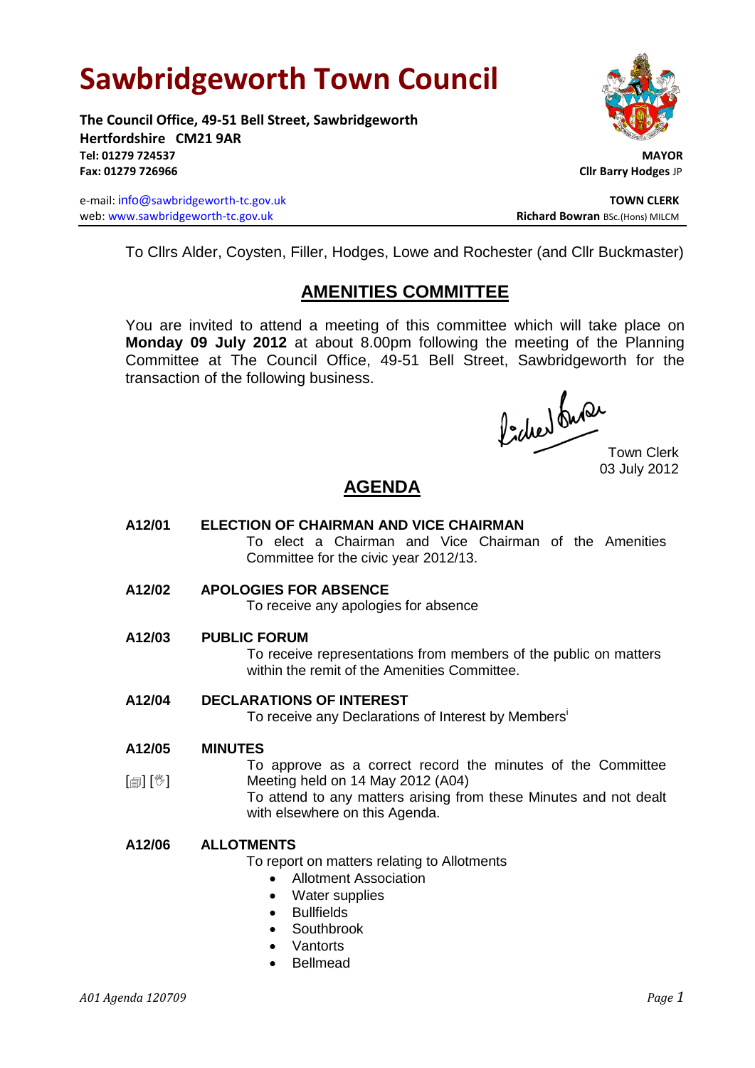# Sawbridgeworth Town Council

**The Council Office, 49-51 Bell Street, Sawbridgeworth**
**Hertfordshire CM21 9AR**
**Tel: 01279 724537**
**Fax: 01279 726966**

e-mail: info@sawbridgeworth-tc.gov.uk
web: www.sawbridgeworth-tc.gov.uk

**MAYOR**
**Cllr Barry Hodges** JP

**TOWN CLERK**
**Richard Bowran** BSc.(Hons) MILCM

To Cllrs Alder, Coysten, Filler, Hodges, Lowe and Rochester (and Cllr Buckmaster)

## AMENITIES COMMITTEE

You are invited to attend a meeting of this committee which will take place on **Monday 09 July 2012** at about 8.00pm following the meeting of the Planning Committee at The Council Office, 49-51 Bell Street, Sawbridgeworth for the transaction of the following business.

Town Clerk
03 July 2012

## AGENDA

**A12/01 ELECTION OF CHAIRMAN AND VICE CHAIRMAN**
To elect a Chairman and Vice Chairman of the Amenities Committee for the civic year 2012/13.

**A12/02 APOLOGIES FOR ABSENCE**
To receive any apologies for absence

**A12/03 PUBLIC FORUM**
To receive representations from members of the public on matters within the remit of the Amenities Committee.

**A12/04 DECLARATIONS OF INTEREST**
To receive any Declarations of Interest by Members[i]

**A12/05 MINUTES**
[▤] [☜] To approve as a correct record the minutes of the Committee Meeting held on 14 May 2012 (A04)
To attend to any matters arising from these Minutes and not dealt with elsewhere on this Agenda.

**A12/06 ALLOTMENTS**
To report on matters relating to Allotments

- Allotment Association
- Water supplies
- Bullfields
- Southbrook
- Vantorts
- Bellmead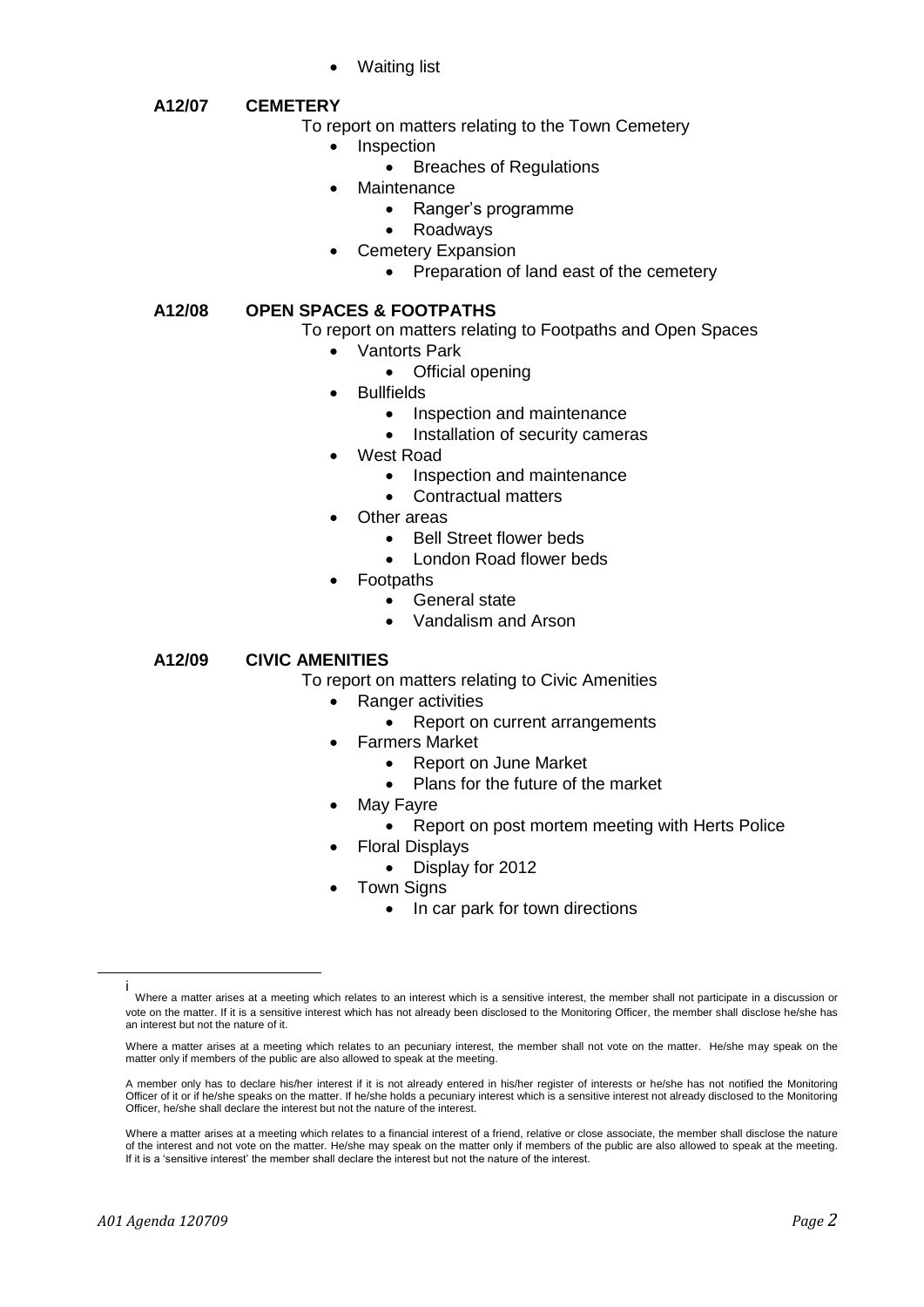- Waiting list

**A12/07 CEMETERY**

To report on matters relating to the Town Cemetery

- Inspection
  - Breaches of Regulations
- Maintenance
  - Ranger's programme
  - Roadways
- Cemetery Expansion
  - Preparation of land east of the cemetery

**A12/08 OPEN SPACES & FOOTPATHS**

To report on matters relating to Footpaths and Open Spaces

- Vantorts Park
  - Official opening
- Bullfields
  - Inspection and maintenance
  - Installation of security cameras
- West Road
  - Inspection and maintenance
  - Contractual matters
- Other areas
  - Bell Street flower beds
  - London Road flower beds
- Footpaths
  - General state
  - Vandalism and Arson

**A12/09 CIVIC AMENITIES**

To report on matters relating to Civic Amenities

- Ranger activities
  - Report on current arrangements
- Farmers Market
  - Report on June Market
  - Plans for the future of the market
- May Fayre
  - Report on post mortem meeting with Herts Police
- Floral Displays
  - Display for 2012
- Town Signs
  - In car park for town directions

---

[i] Where a matter arises at a meeting which relates to an interest which is a sensitive interest, the member shall not participate in a discussion or vote on the matter. If it is a sensitive interest which has not already been disclosed to the Monitoring Officer, the member shall disclose he/she has an interest but not the nature of it.

Where a matter arises at a meeting which relates to an pecuniary interest, the member shall not vote on the matter. He/she may speak on the matter only if members of the public are also allowed to speak at the meeting.

A member only has to declare his/her interest if it is not already entered in his/her register of interests or he/she has not notified the Monitoring Officer of it or if he/she speaks on the matter. If he/she holds a pecuniary interest which is a sensitive interest not already disclosed to the Monitoring Officer, he/she shall declare the interest but not the nature of the interest.

Where a matter arises at a meeting which relates to a financial interest of a friend, relative or close associate, the member shall disclose the nature of the interest and not vote on the matter. He/she may speak on the matter only if members of the public are also allowed to speak at the meeting. If it is a 'sensitive interest' the member shall declare the interest but not the nature of the interest.